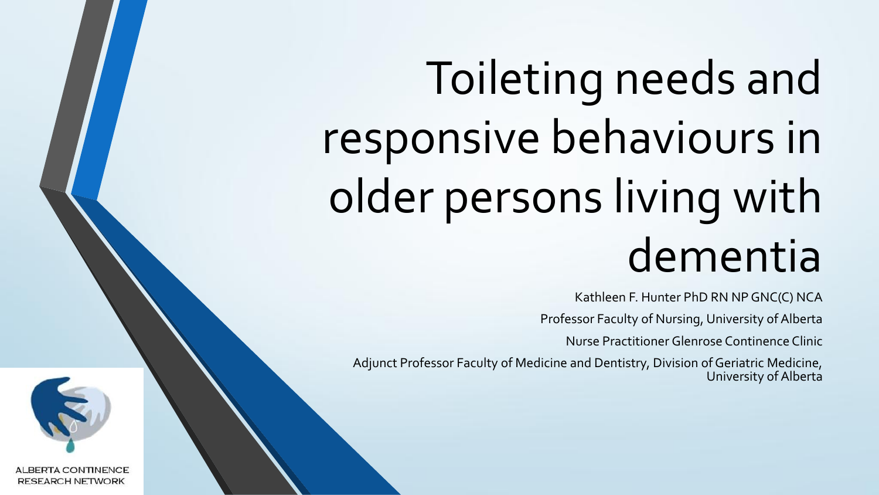# Toileting needs and responsive behaviours in older persons living with dementia

Kathleen F. Hunter PhD RN NP GNC(C) NCA

Professor Faculty of Nursing, University of Alberta

Nurse Practitioner Glenrose Continence Clinic

Adjunct Professor Faculty of Medicine and Dentistry, Division of Geriatric Medicine, University of Alberta

ALBERTA CONTINENCE RESEARCH NETWORK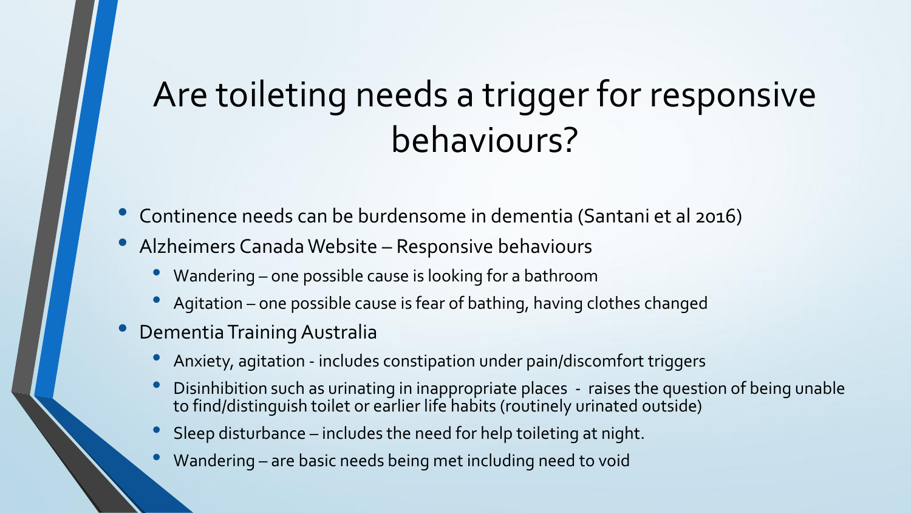# Are toileting needs a trigger for responsive behaviours?

- Continence needs can be burdensome in dementia (Santani et al 2016)
- Alzheimers Canada Website – Responsive behaviours
  - Wandering – one possible cause is looking for a bathroom
  - Agitation – one possible cause is fear of bathing, having clothes changed
- Dementia Training Australia
  - Anxiety, agitation - includes constipation under pain/discomfort triggers
  - Disinhibition such as urinating in inappropriate places - raises the question of being unable to find/distinguish toilet or earlier life habits (routinely urinated outside)
  - Sleep disturbance – includes the need for help toileting at night.
  - Wandering – are basic needs being met including need to void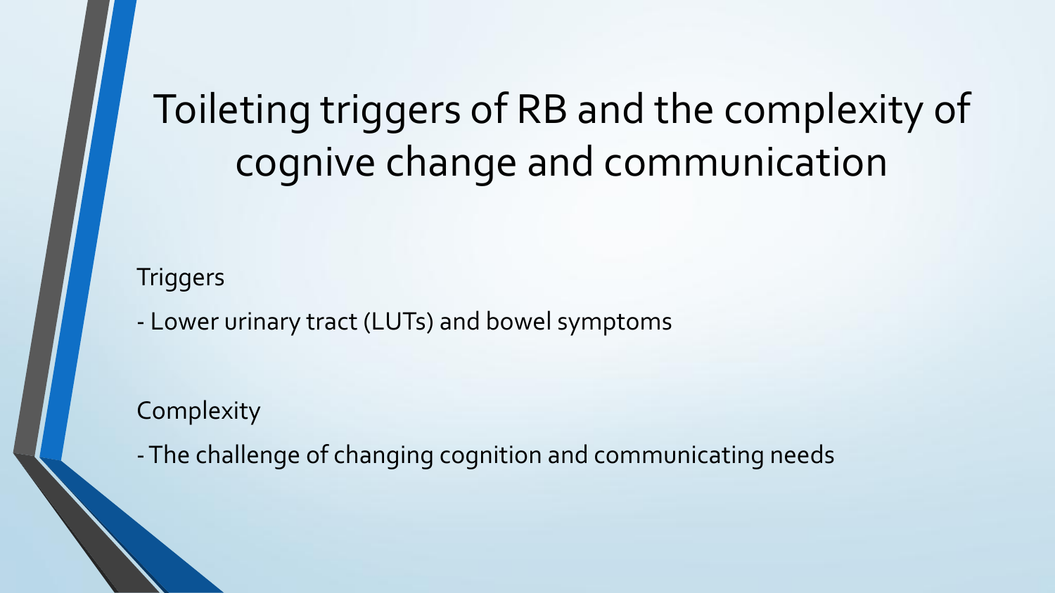# Toileting triggers of RB and the complexity of cognive change and communication

Triggers

- Lower urinary tract (LUTs) and bowel symptoms

Complexity

- The challenge of changing cognition and communicating needs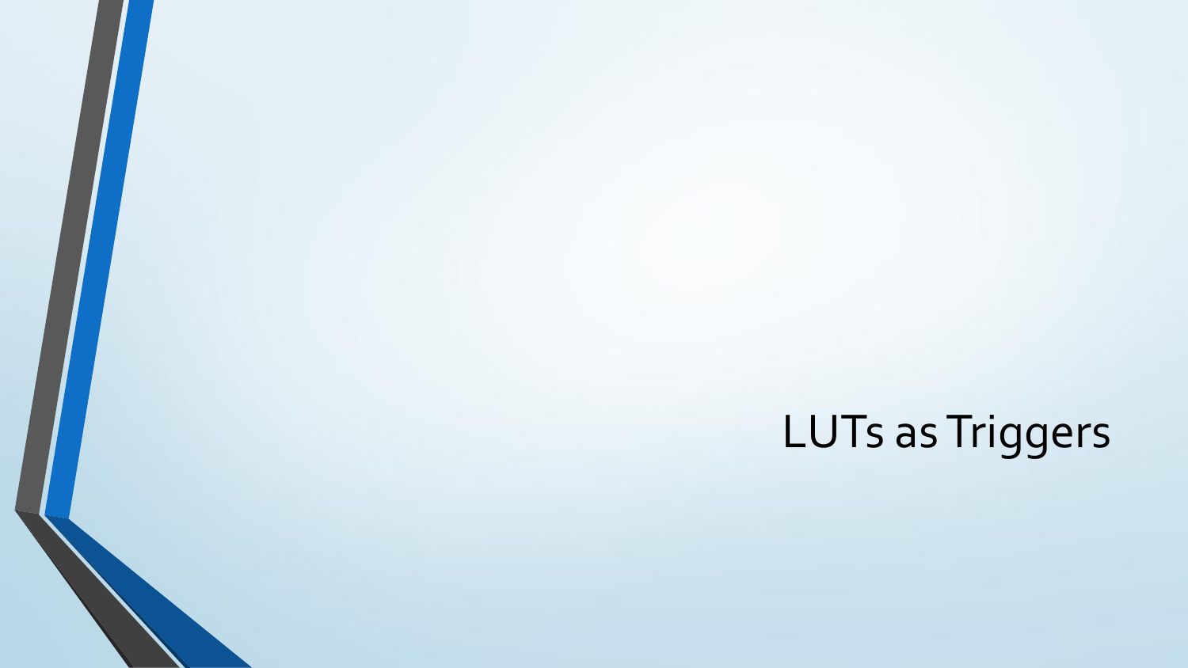# LUTs as Triggers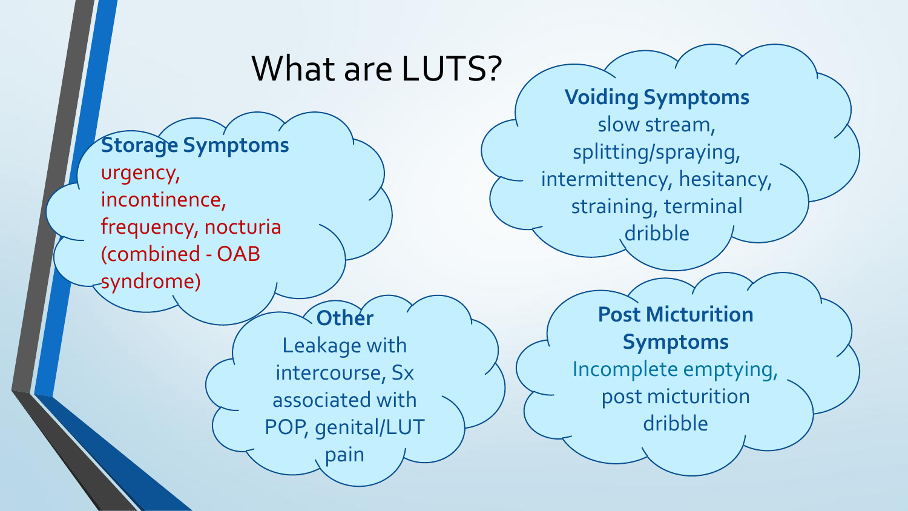# What are LUTS?

**Storage Symptoms**
urgency, incontinence, frequency, nocturia (combined - OAB syndrome)

**Voiding Symptoms**
slow stream, splitting/spraying, intermittency, hesitancy, straining, terminal dribble

**Other**
Leakage with intercourse, Sx associated with POP, genital/LUT pain

**Post Micturition Symptoms**
Incomplete emptying, post micturition dribble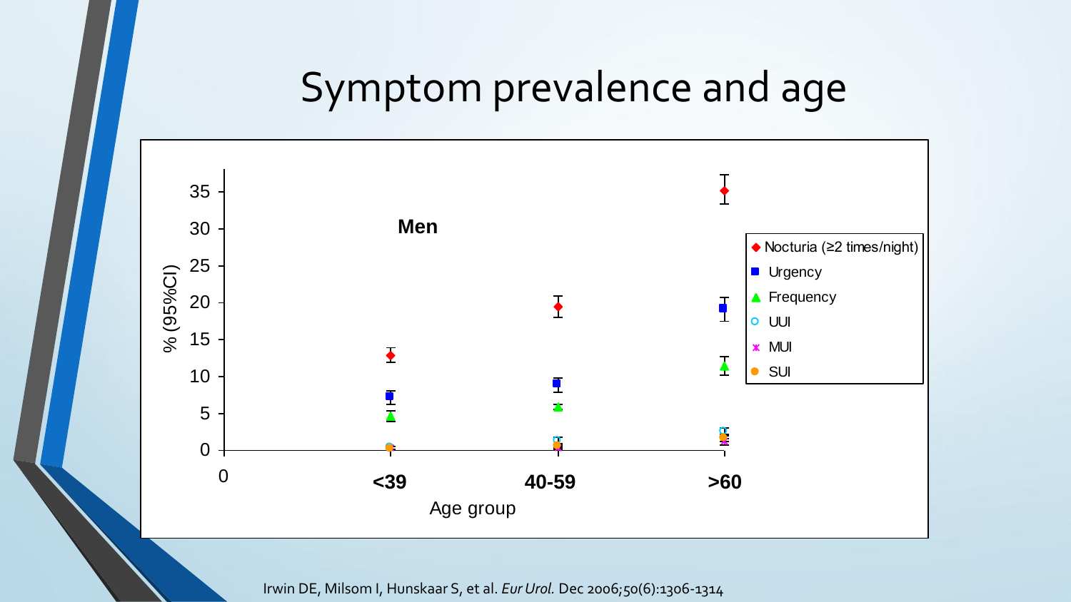# Symptom prevalence and age

**Men**

| Age group | Nocturia (≥2 times/night) | Urgency | Frequency | UUI | MUI | SUI |
|---|---|---|---|---|---|---|
| <39 | | | | | | |
| 40-59 | | | | | | |
| >60 | | | | | | |

% (95%CI)

Age group

Irwin DE, Milsom I, Hunskaar S, et al. *Eur Urol.* Dec 2006;50(6):1306-1314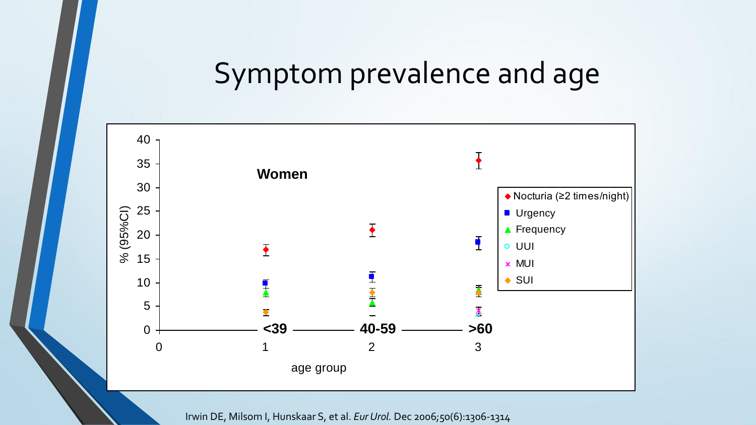# Symptom prevalence and age

Women

% (95%CI)

age group

<39 | 40-59 | >60

- Nocturia (≥2 times/night)
- Urgency
- Frequency
- UUI
- MUI
- SUI

Irwin DE, Milsom I, Hunskaar S, et al. *Eur Urol.* Dec 2006;50(6):1306-1314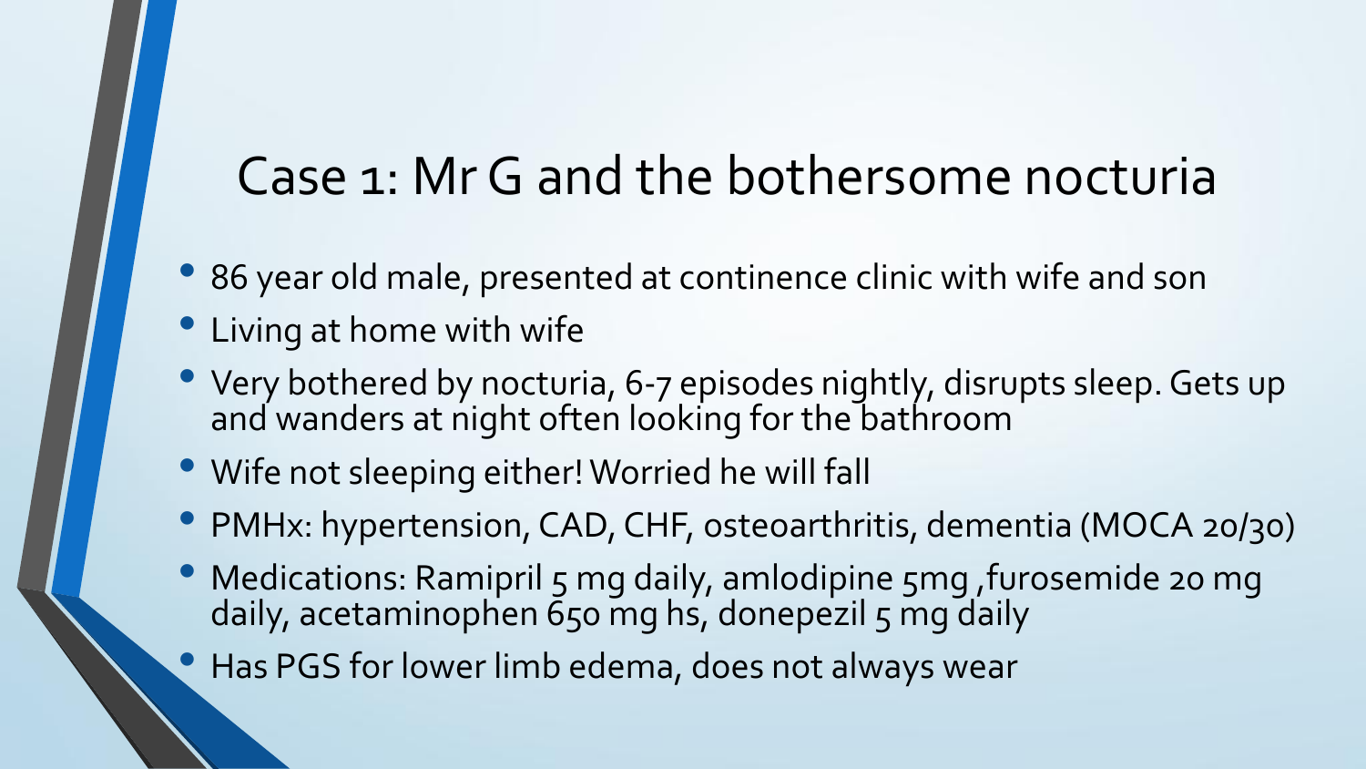# Case 1: Mr G and the bothersome nocturia

- 86 year old male, presented at continence clinic with wife and son
- Living at home with wife
- Very bothered by nocturia, 6-7 episodes nightly, disrupts sleep. Gets up and wanders at night often looking for the bathroom
- Wife not sleeping either! Worried he will fall
- PMHx: hypertension, CAD, CHF, osteoarthritis, dementia (MOCA 20/30)
- Medications: Ramipril 5 mg daily, amlodipine 5mg ,furosemide 20 mg daily, acetaminophen 650 mg hs, donepezil 5 mg daily
- Has PGS for lower limb edema, does not always wear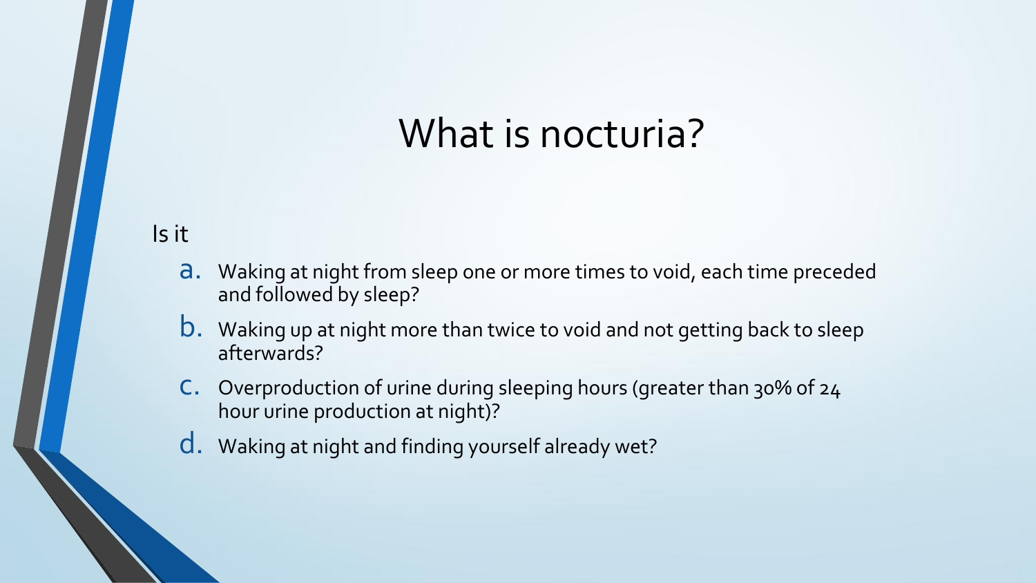# What is nocturia?

Is it

a. Waking at night from sleep one or more times to void, each time preceded and followed by sleep?
b. Waking up at night more than twice to void and not getting back to sleep afterwards?
c. Overproduction of urine during sleeping hours (greater than 30% of 24 hour urine production at night)?
d. Waking at night and finding yourself already wet?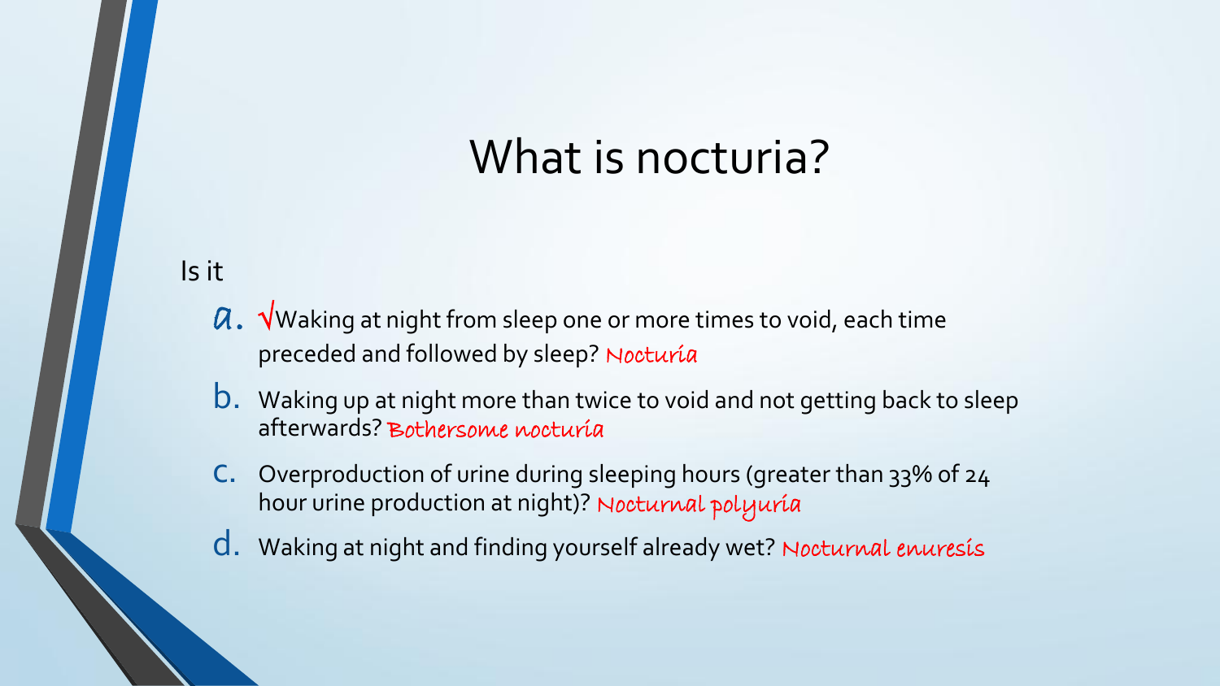# What is nocturia?

Is it

a. √Waking at night from sleep one or more times to void, each time preceded and followed by sleep? Nocturia
b. Waking up at night more than twice to void and not getting back to sleep afterwards? Bothersome nocturia
c. Overproduction of urine during sleeping hours (greater than 33% of 24 hour urine production at night)? Nocturnal polyuria
d. Waking at night and finding yourself already wet? Nocturnal enuresis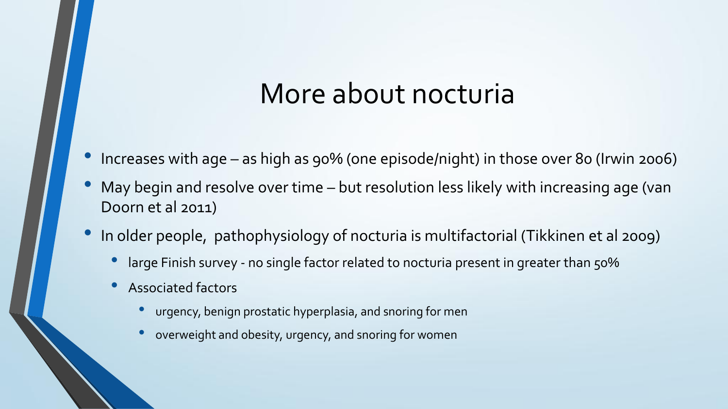# More about nocturia

- Increases with age – as high as 90% (one episode/night) in those over 80 (Irwin 2006)
- May begin and resolve over time – but resolution less likely with increasing age (van Doorn et al 2011)
- In older people, pathophysiology of nocturia is multifactorial (Tikkinen et al 2009)
  - large Finish survey - no single factor related to nocturia present in greater than 50%
  - Associated factors
    - urgency, benign prostatic hyperplasia, and snoring for men
    - overweight and obesity, urgency, and snoring for women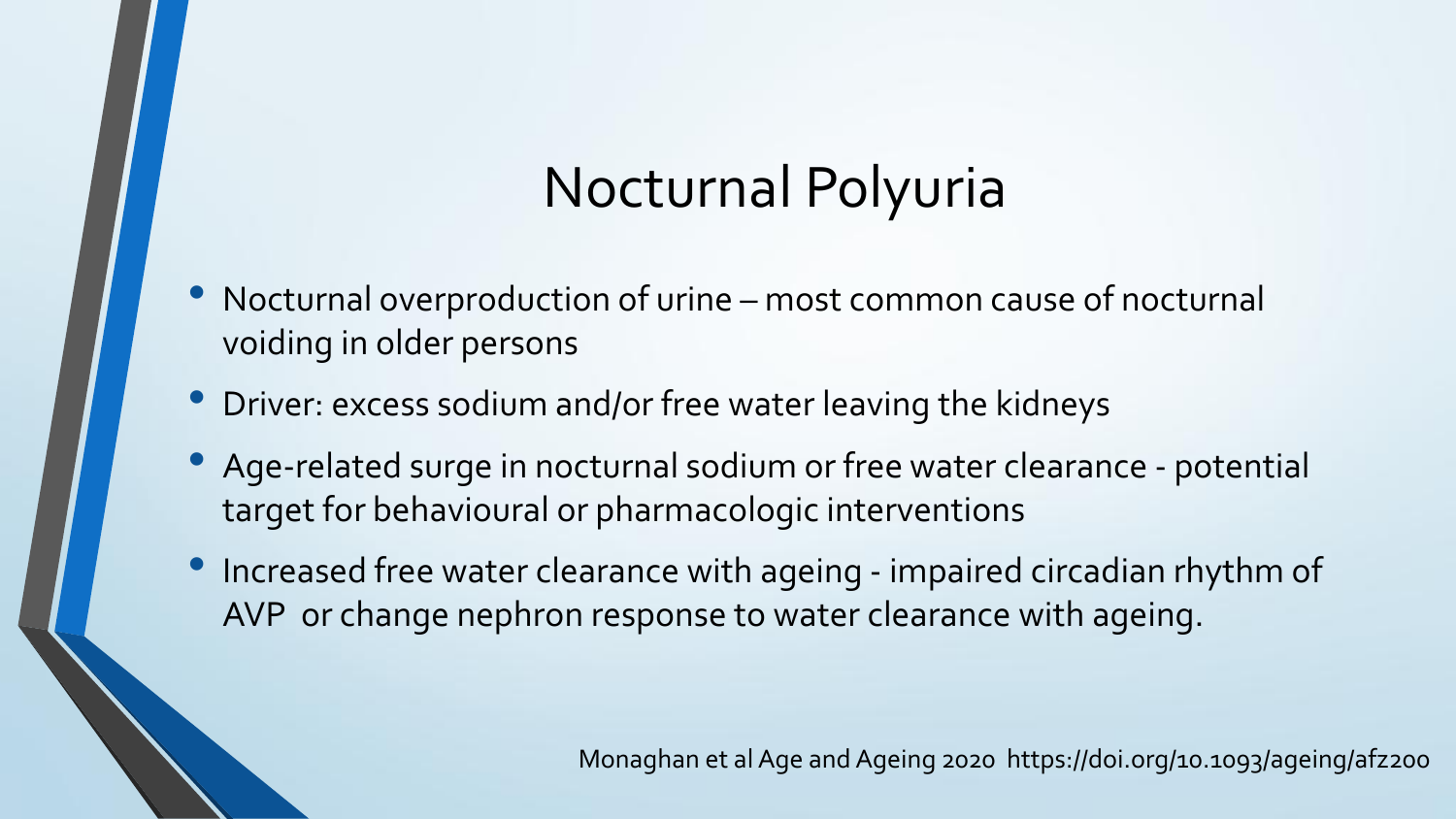# Nocturnal Polyuria

- Nocturnal overproduction of urine – most common cause of nocturnal voiding in older persons
- Driver: excess sodium and/or free water leaving the kidneys
- Age-related surge in nocturnal sodium or free water clearance - potential target for behavioural or pharmacologic interventions
- Increased free water clearance with ageing - impaired circadian rhythm of AVP or change nephron response to water clearance with ageing.

Monaghan et al Age and Ageing 2020 https://doi.org/10.1093/ageing/afz200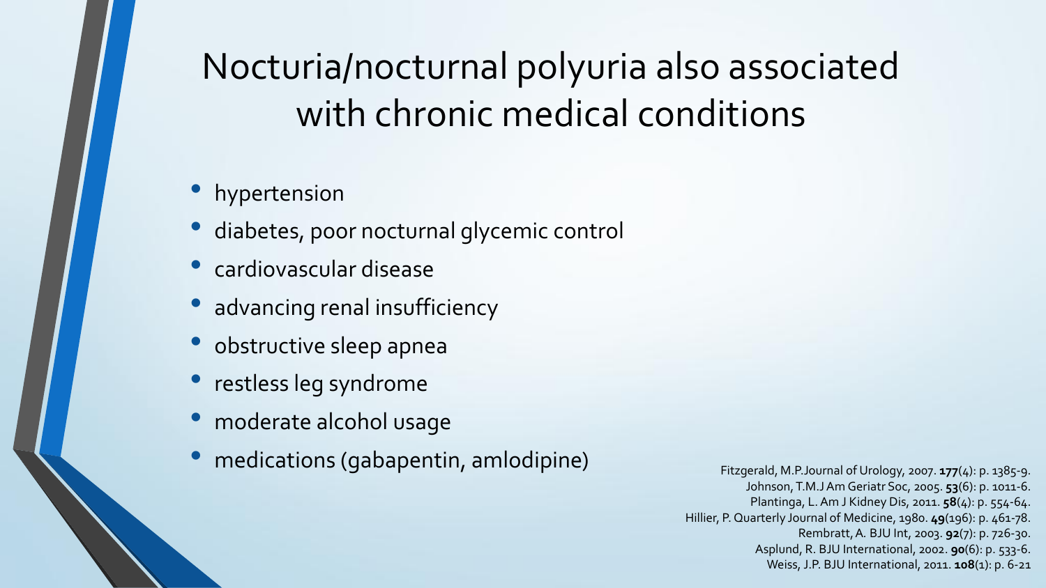# Nocturia/nocturnal polyuria also associated with chronic medical conditions

- hypertension
- diabetes, poor nocturnal glycemic control
- cardiovascular disease
- advancing renal insufficiency
- obstructive sleep apnea
- restless leg syndrome
- moderate alcohol usage
- medications (gabapentin, amlodipine)

Fitzgerald, M.P.Journal of Urology, 2007. **177**(4): p. 1385-9.
Johnson, T.M.J Am Geriatr Soc, 2005. **53**(6): p. 1011-6.
Plantinga, L. Am J Kidney Dis, 2011. **58**(4): p. 554-64.
Hillier, P. Quarterly Journal of Medicine, 1980. **49**(196): p. 461-78.
Rembratt, A. BJU Int, 2003. **92**(7): p. 726-30.
Asplund, R. BJU International, 2002. **90**(6): p. 533-6.
Weiss, J.P. BJU International, 2011. **108**(1): p. 6-21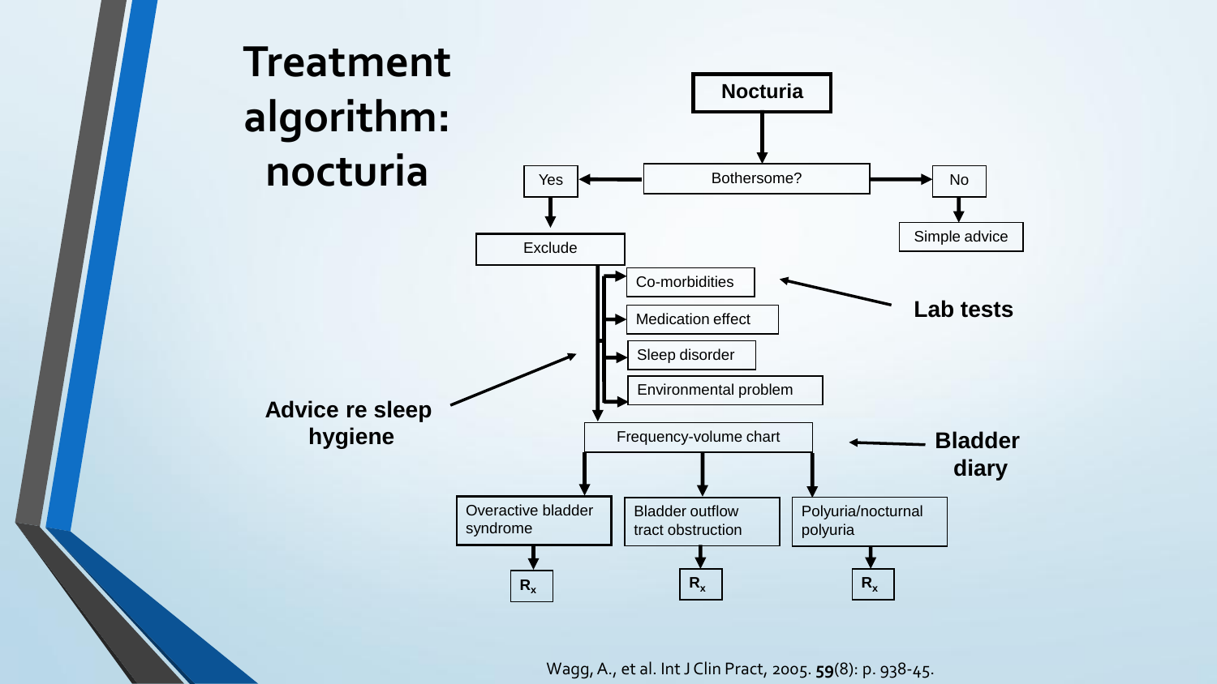# Treatment algorithm: nocturia

**Nocturia**

Bothersome?

- **No** → Simple advice
- **Yes** → Exclude:
  - Co-morbidities
  - Medication effect
  - Sleep disorder
  - Environmental problem

  → Frequency-volume chart
  - Overactive bladder syndrome → $R_x$
  - Bladder outflow tract obstruction → $R_x$
  - Polyuria/nocturnal polyuria → $R_x$

**Lab tests** (→ Co-morbidities)

**Advice re sleep hygiene** (→ Exclude)

**Bladder diary** (→ Frequency-volume chart)

Wagg, A., et al. Int J Clin Pract, 2005. **59**(8): p. 938-45.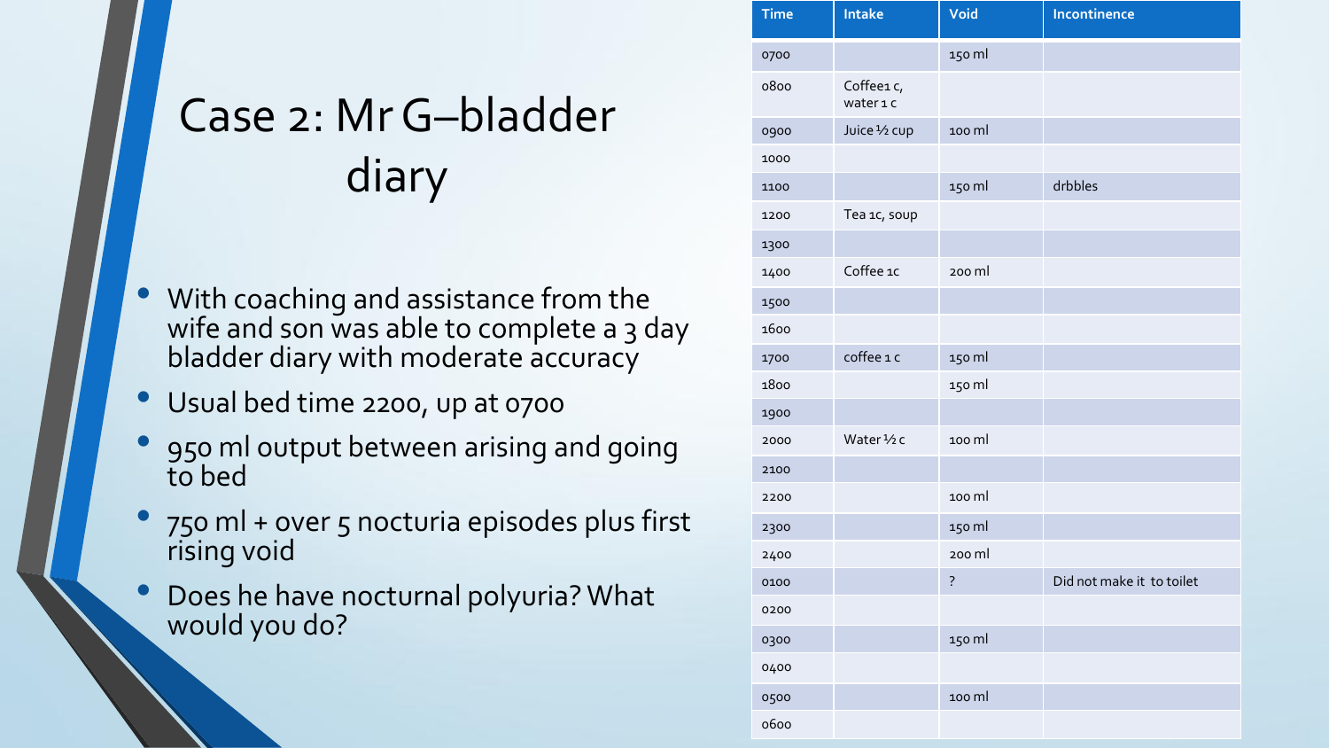# Case 2: Mr G–bladder diary

- With coaching and assistance from the wife and son was able to complete a 3 day bladder diary with moderate accuracy
- Usual bed time 2200, up at 0700
- 950 ml output between arising and going to bed
- 750 ml + over 5 nocturia episodes plus first rising void
- Does he have nocturnal polyuria? What would you do?

| Time | Intake | Void | Incontinence |
| --- | --- | --- | --- |
| 0700 | | 150 ml | |
| 0800 | Coffee1 c, water 1 c | | |
| 0900 | Juice ½ cup | 100 ml | |
| 1000 | | | |
| 1100 | | 150 ml | drbbles |
| 1200 | Tea 1c, soup | | |
| 1300 | | | |
| 1400 | Coffee 1c | 200 ml | |
| 1500 | | | |
| 1600 | | | |
| 1700 | coffee 1 c | 150 ml | |
| 1800 | | 150 ml | |
| 1900 | | | |
| 2000 | Water ½ c | 100 ml | |
| 2100 | | | |
| 2200 | | 100 ml | |
| 2300 | | 150 ml | |
| 2400 | | 200 ml | |
| 0100 | | ? | Did not make it to toilet |
| 0200 | | | |
| 0300 | | 150 ml | |
| 0400 | | | |
| 0500 | | 100 ml | |
| 0600 | | | |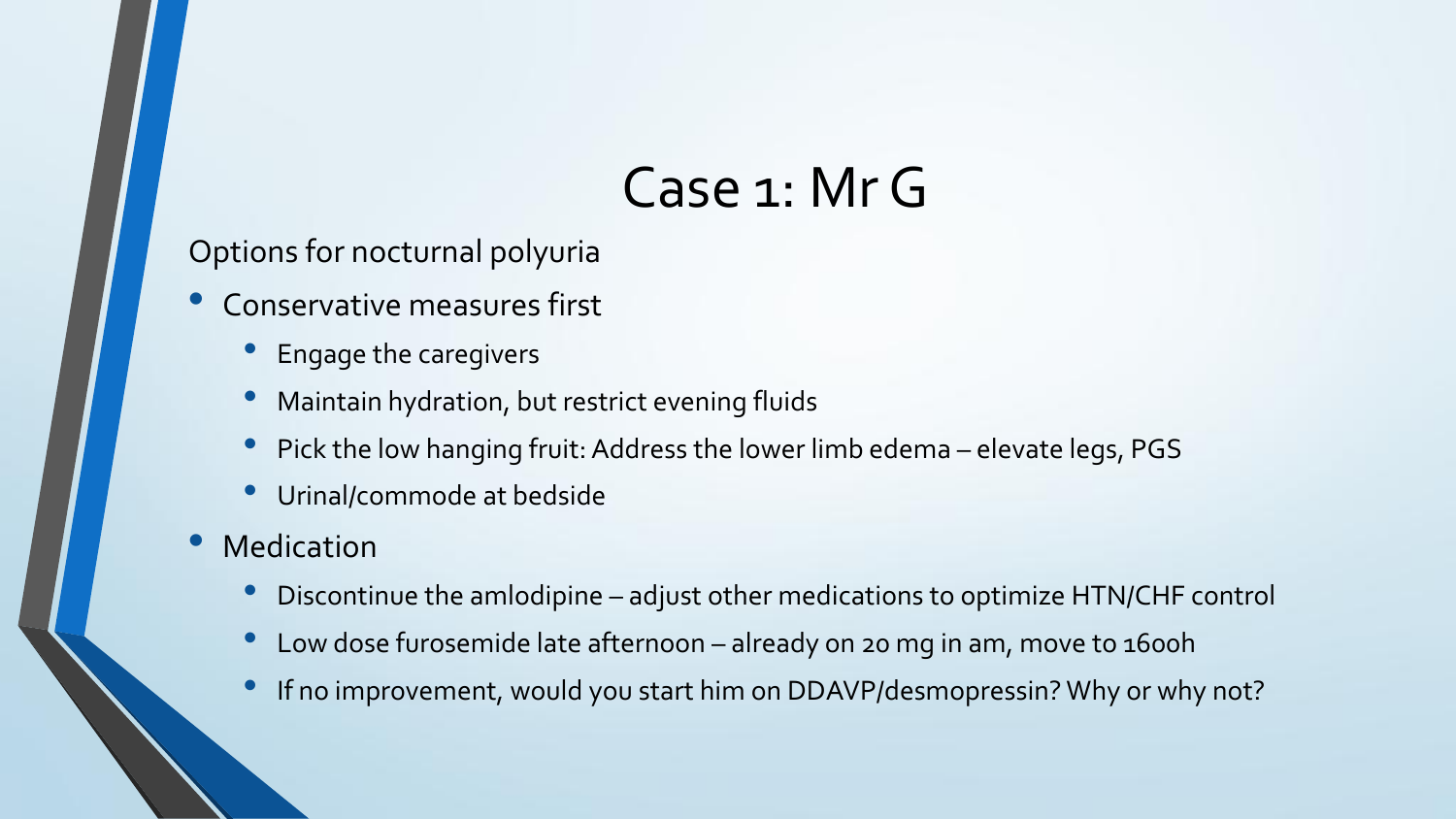# Case 1: Mr G

Options for nocturnal polyuria

- Conservative measures first
  - Engage the caregivers
  - Maintain hydration, but restrict evening fluids
  - Pick the low hanging fruit: Address the lower limb edema – elevate legs, PGS
  - Urinal/commode at bedside
- Medication
  - Discontinue the amlodipine – adjust other medications to optimize HTN/CHF control
  - Low dose furosemide late afternoon – already on 20 mg in am, move to 1600h
  - If no improvement, would you start him on DDAVP/desmopressin? Why or why not?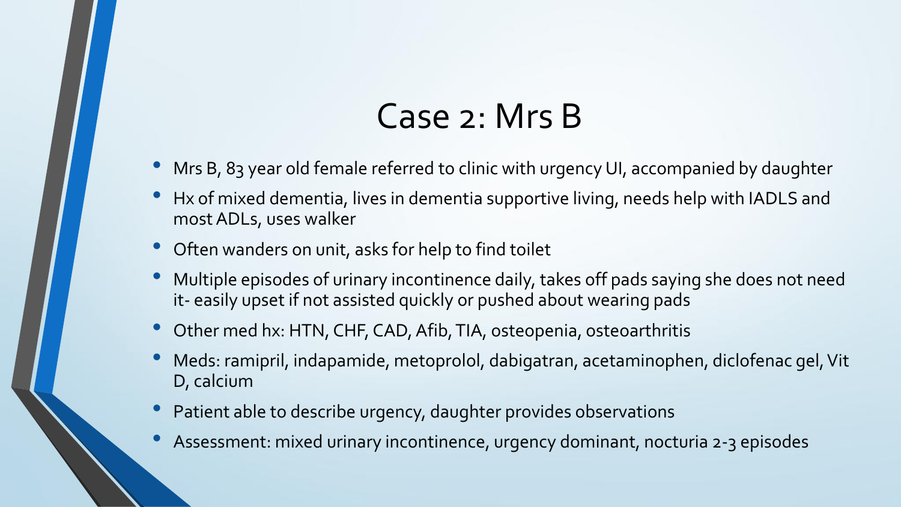# Case 2: Mrs B

- Mrs B, 83 year old female referred to clinic with urgency UI, accompanied by daughter
- Hx of mixed dementia, lives in dementia supportive living, needs help with IADLS and most ADLs, uses walker
- Often wanders on unit, asks for help to find toilet
- Multiple episodes of urinary incontinence daily, takes off pads saying she does not need it- easily upset if not assisted quickly or pushed about wearing pads
- Other med hx: HTN, CHF, CAD, Afib, TIA, osteopenia, osteoarthritis
- Meds: ramipril, indapamide, metoprolol, dabigatran, acetaminophen, diclofenac gel, Vit D, calcium
- Patient able to describe urgency, daughter provides observations
- Assessment: mixed urinary incontinence, urgency dominant, nocturia 2-3 episodes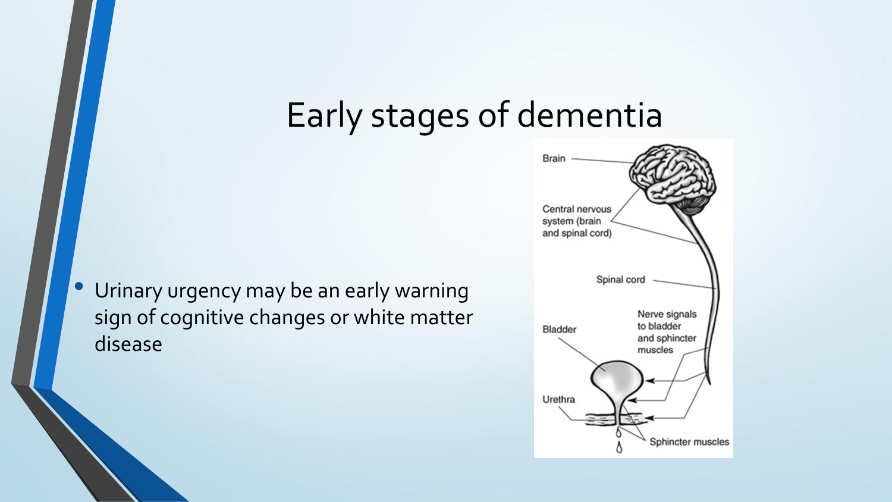# Early stages of dementia

- Urinary urgency may be an early warning sign of cognitive changes or white matter disease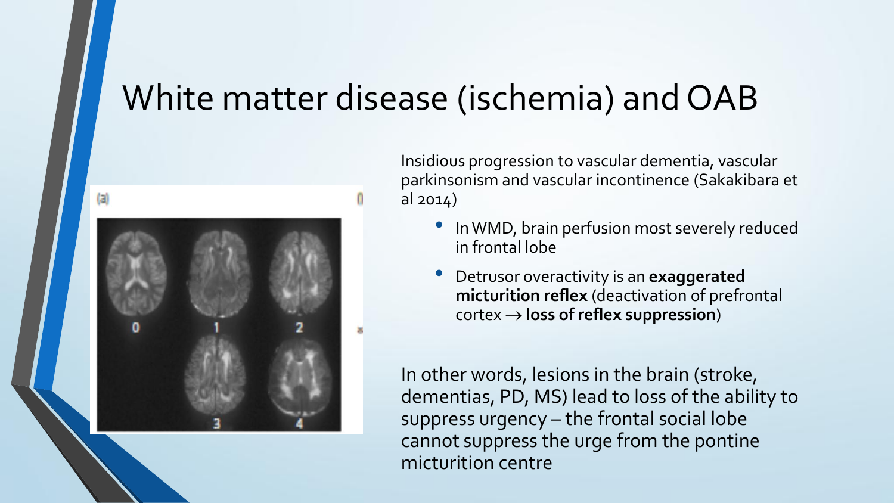# White matter disease (ischemia) and OAB

Insidious progression to vascular dementia, vascular parkinsonism and vascular incontinence (Sakakibara et al 2014)

- In WMD, brain perfusion most severely reduced in frontal lobe
- Detrusor overactivity is an **exaggerated micturition reflex** (deactivation of prefrontal cortex → **loss of reflex suppression**)

In other words, lesions in the brain (stroke, dementias, PD, MS) lead to loss of the ability to suppress urgency – the frontal social lobe cannot suppress the urge from the pontine micturition centre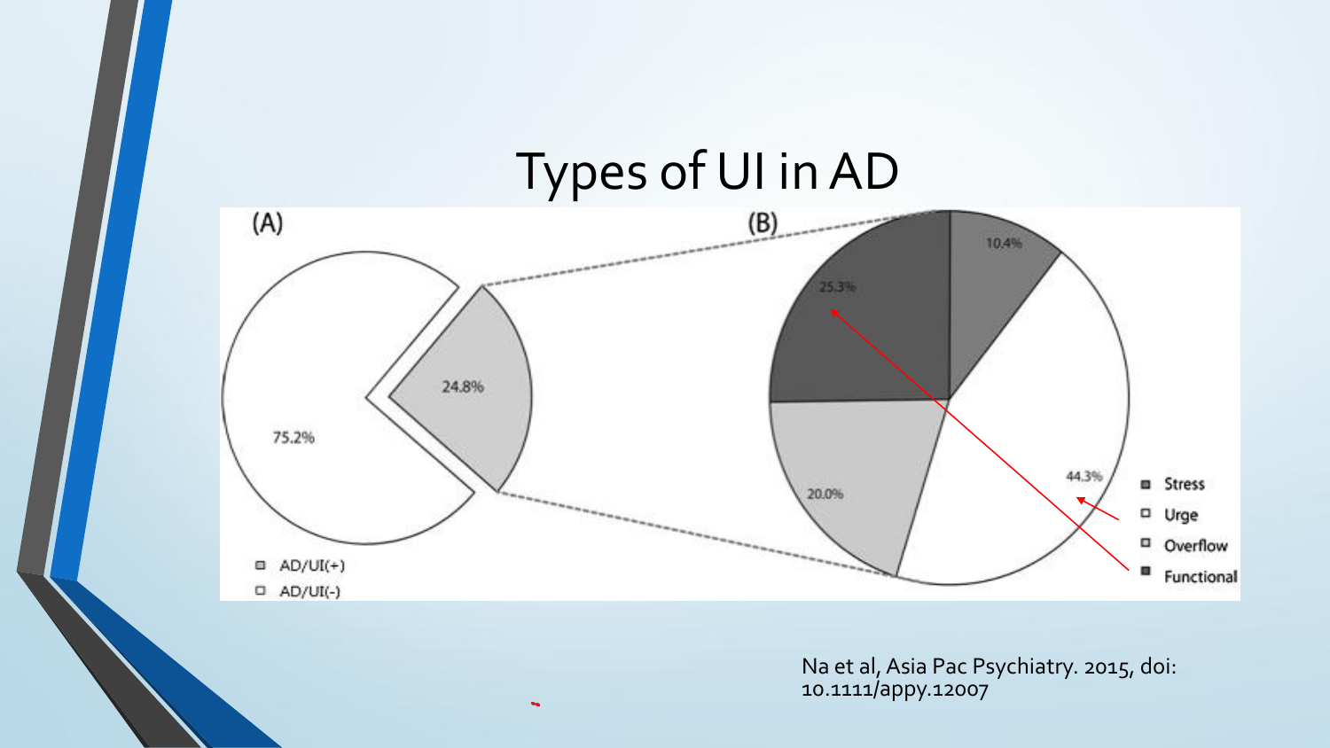# Types of UI in AD

(A)

- AD/UI(+): 24.8%
- AD/UI(-): 75.2%

(B)

- Stress: 10.4%
- Urge: 44.3%
- Overflow: 20.0%
- Functional: 25.3%

Na et al, Asia Pac Psychiatry. 2015, doi: 10.1111/appy.12007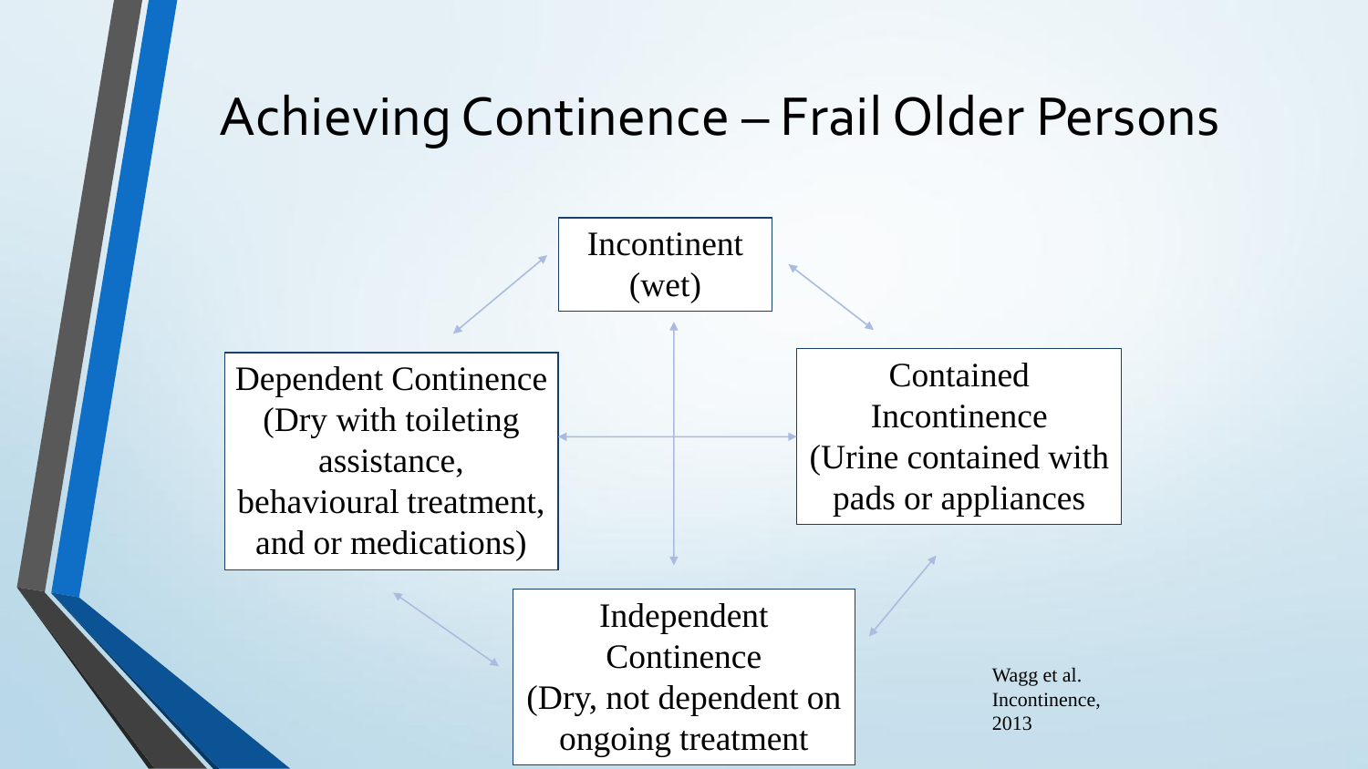# Achieving Continence – Frail Older Persons

Incontinent (wet)

Dependent Continence (Dry with toileting assistance, behavioural treatment, and or medications)

Contained Incontinence (Urine contained with pads or appliances

Independent Continence (Dry, not dependent on ongoing treatment

Wagg et al. Incontinence, 2013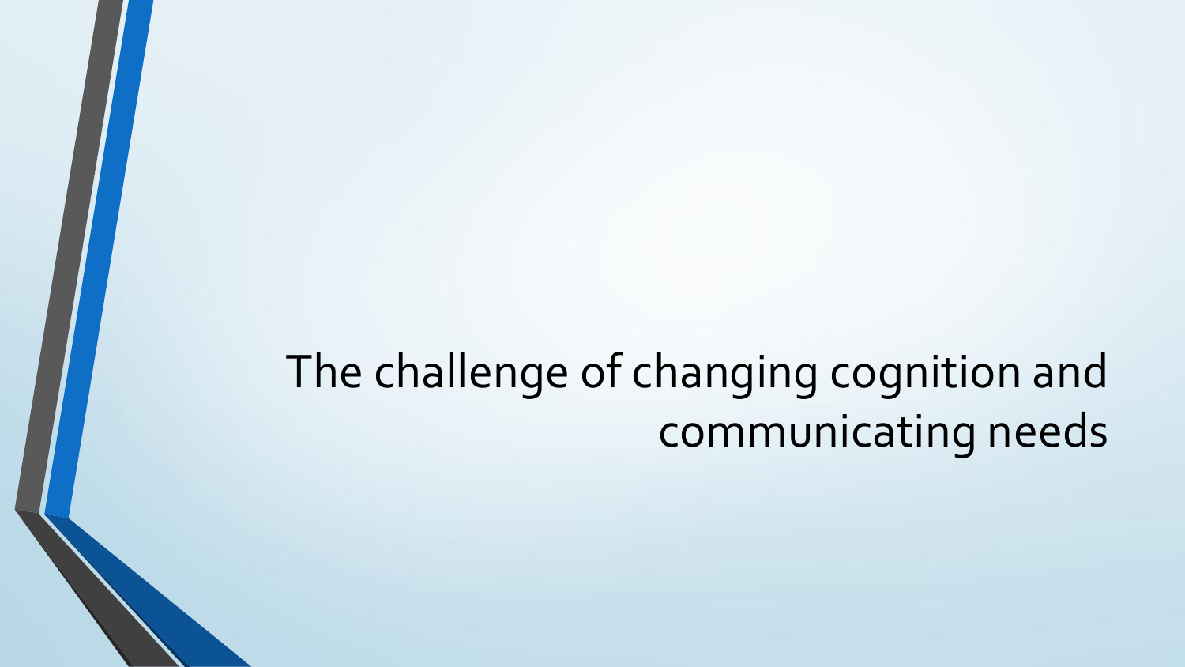# The challenge of changing cognition and communicating needs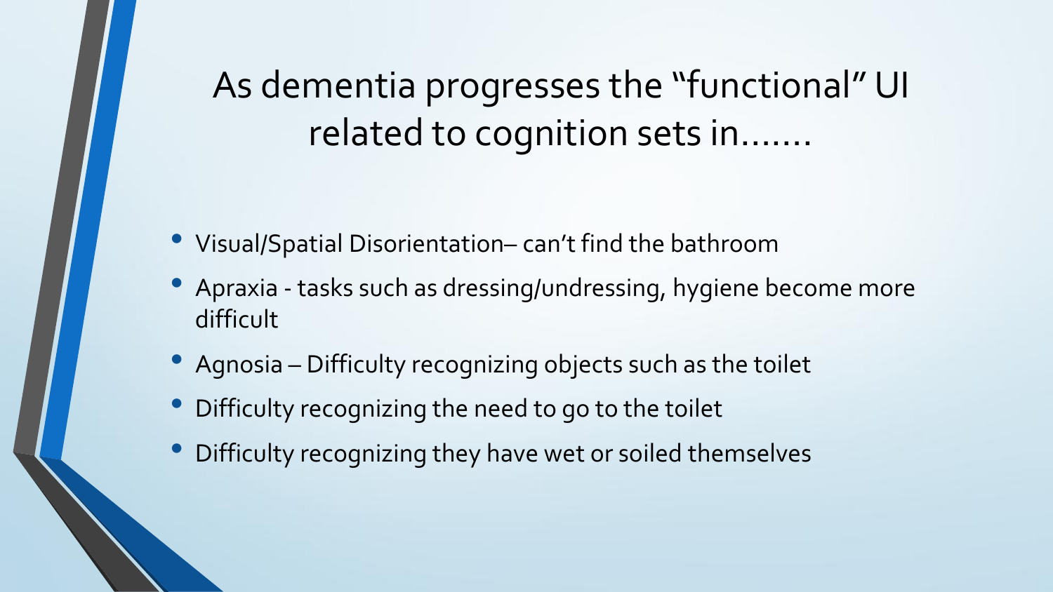# As dementia progresses the “functional” UI related to cognition sets in…….

- Visual/Spatial Disorientation– can’t find the bathroom
- Apraxia - tasks such as dressing/undressing, hygiene become more difficult
- Agnosia – Difficulty recognizing objects such as the toilet
- Difficulty recognizing the need to go to the toilet
- Difficulty recognizing they have wet or soiled themselves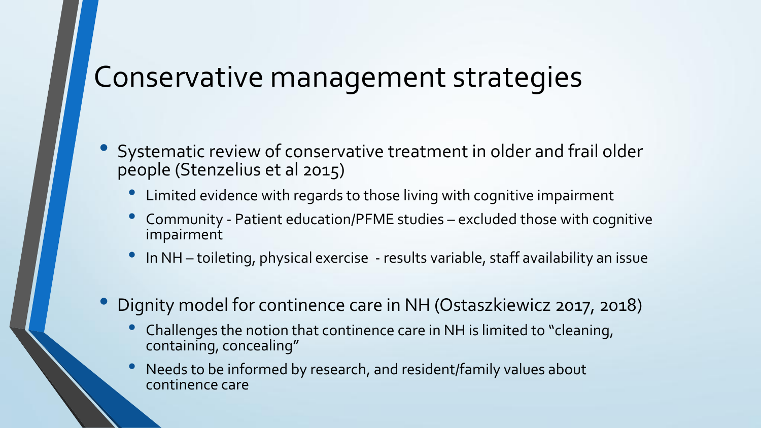# Conservative management strategies

- Systematic review of conservative treatment in older and frail older people (Stenzelius et al 2015)
  - Limited evidence with regards to those living with cognitive impairment
  - Community - Patient education/PFME studies – excluded those with cognitive impairment
  - In NH – toileting, physical exercise - results variable, staff availability an issue
- Dignity model for continence care in NH (Ostaszkiewicz 2017, 2018)
  - Challenges the notion that continence care in NH is limited to "cleaning, containing, concealing"
  - Needs to be informed by research, and resident/family values about continence care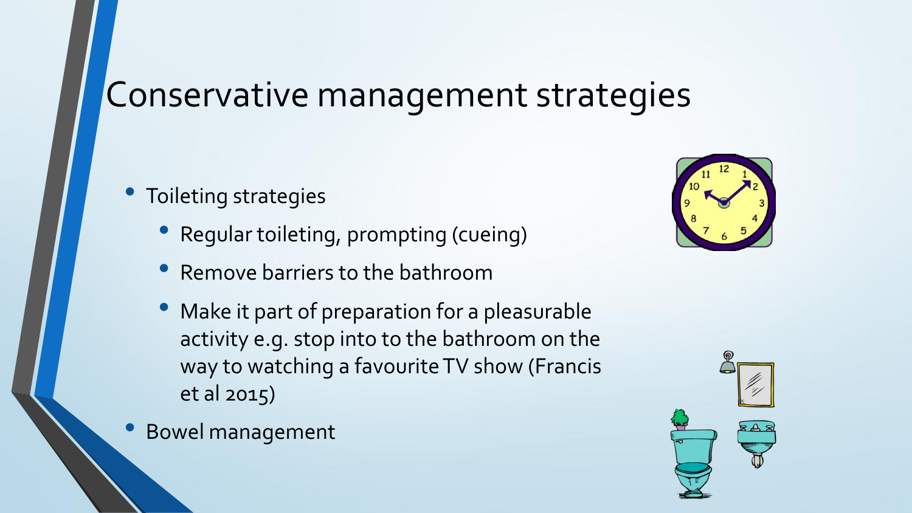# Conservative management strategies

- Toileting strategies
  - Regular toileting, prompting (cueing)
  - Remove barriers to the bathroom
  - Make it part of preparation for a pleasurable activity e.g. stop into to the bathroom on the way to watching a favourite TV show (Francis et al 2015)
- Bowel management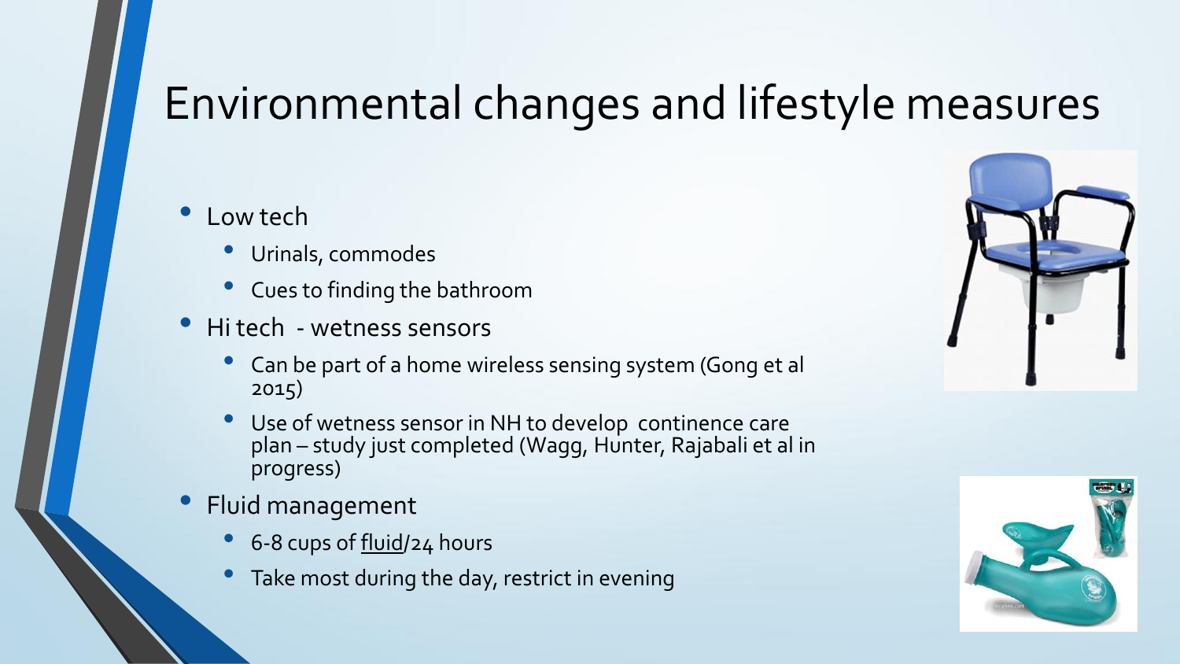# Environmental changes and lifestyle measures

- Low tech
  - Urinals, commodes
  - Cues to finding the bathroom
- Hi tech - wetness sensors
  - Can be part of a home wireless sensing system (Gong et al 2015)
  - Use of wetness sensor in NH to develop continence care plan – study just completed (Wagg, Hunter, Rajabali et al in progress)
- Fluid management
  - 6-8 cups of fluid/24 hours
  - Take most during the day, restrict in evening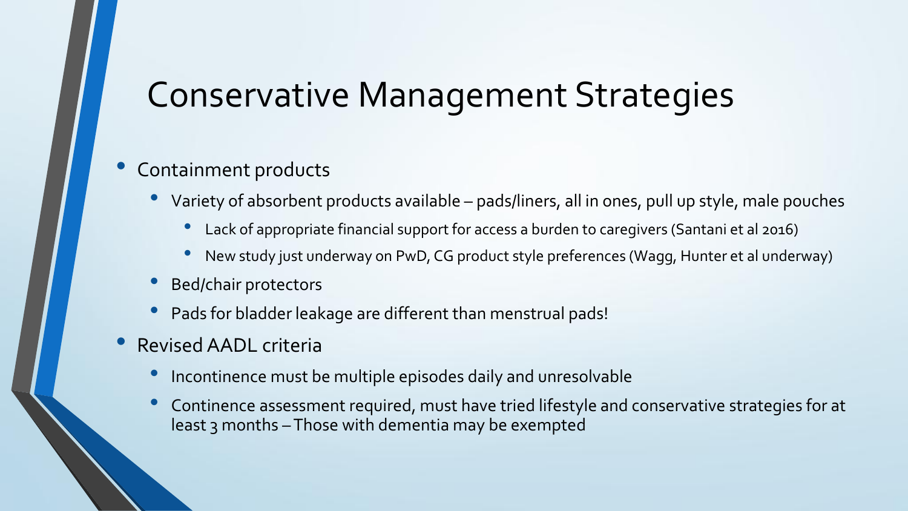# Conservative Management Strategies

- Containment products
  - Variety of absorbent products available – pads/liners, all in ones, pull up style, male pouches
    - Lack of appropriate financial support for access a burden to caregivers (Santani et al 2016)
    - New study just underway on PwD, CG product style preferences (Wagg, Hunter et al underway)
  - Bed/chair protectors
  - Pads for bladder leakage are different than menstrual pads!
- Revised AADL criteria
  - Incontinence must be multiple episodes daily and unresolvable
  - Continence assessment required, must have tried lifestyle and conservative strategies for at least 3 months – Those with dementia may be exempted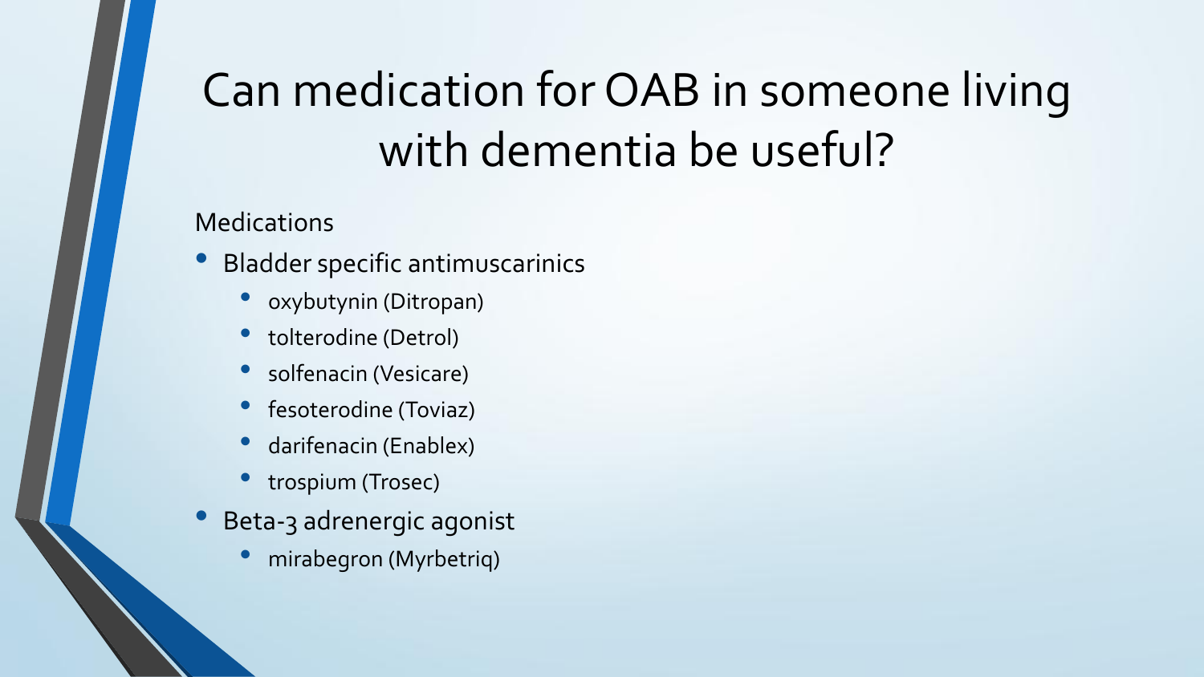# Can medication for OAB in someone living with dementia be useful?

Medications

- Bladder specific antimuscarinics
  - oxybutynin (Ditropan)
  - tolterodine (Detrol)
  - solfenacin (Vesicare)
  - fesoterodine (Toviaz)
  - darifenacin (Enablex)
  - trospium (Trosec)
- Beta-3 adrenergic agonist
  - mirabegron (Myrbetriq)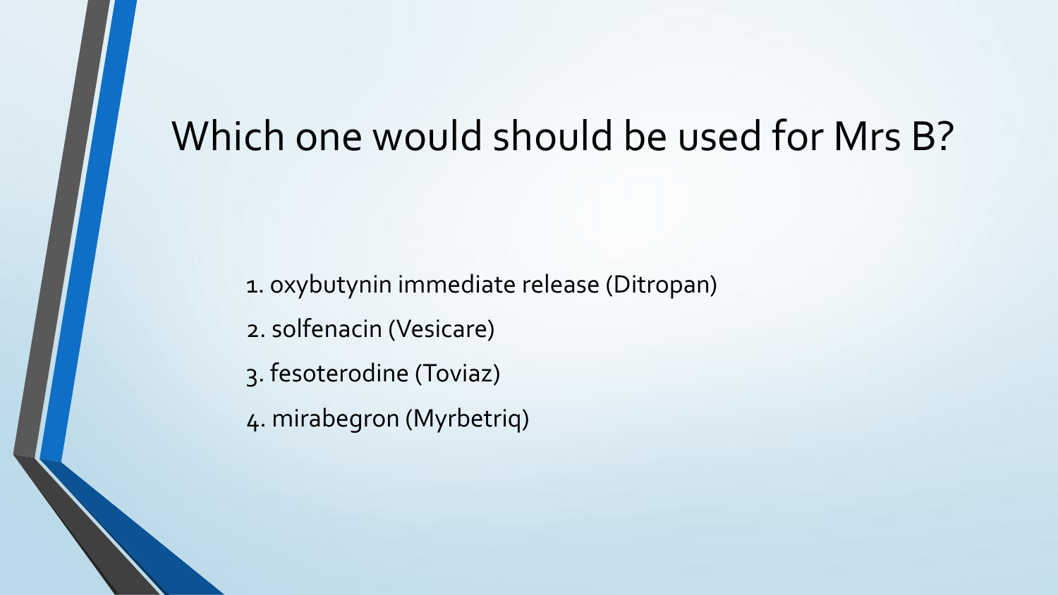# Which one would should be used for Mrs B?

1. oxybutynin immediate release (Ditropan)
2. solfenacin (Vesicare)
3. fesoterodine (Toviaz)
4. mirabegron (Myrbetriq)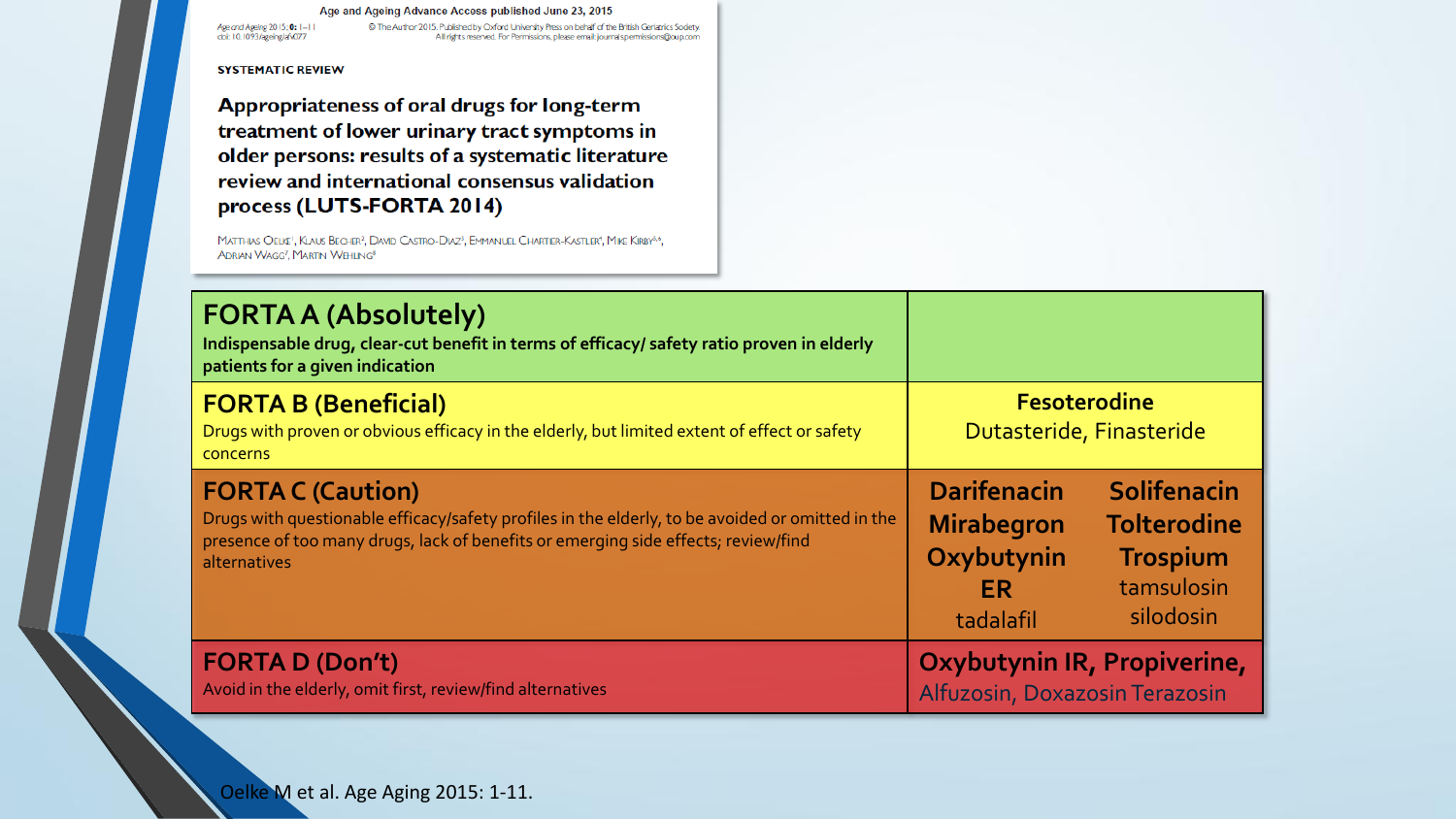Age and Ageing Advance Access published June 23, 2015

SYSTEMATIC REVIEW

## Appropriateness of oral drugs for long-term treatment of lower urinary tract symptoms in older persons: results of a systematic literature review and international consensus validation process (LUTS-FORTA 2014)

Matthias Oelke[1], Klaus Becher[2], David Castro-Diaz[3], Emmanuel Chartier-Kastler[4], Mike Kirby[5,6], Adrian Wagg[7], Martin Wehling[8]

| Category | Drugs |
| --- | --- |
| **FORTA A (Absolutely)** Indispensable drug, clear-cut benefit in terms of efficacy/ safety ratio proven in elderly patients for a given indication | |
| **FORTA B (Beneficial)** Drugs with proven or obvious efficacy in the elderly, but limited extent of effect or safety concerns | **Fesoterodine**, Dutasteride, Finasteride |
| **FORTA C (Caution)** Drugs with questionable efficacy/safety profiles in the elderly, to be avoided or omitted in the presence of too many drugs, lack of benefits or emerging side effects; review/find alternatives | **Darifenacin**, **Mirabegron**, **Oxybutynin ER**, tadalafil, **Solifenacin**, **Tolterodine**, **Trospium**, tamsulosin, silodosin |
| **FORTA D (Don't)** Avoid in the elderly, omit first, review/find alternatives | **Oxybutynin IR, Propiverine,** Alfuzosin, Doxazosin Terazosin |

Oelke M et al. Age Aging 2015: 1-11.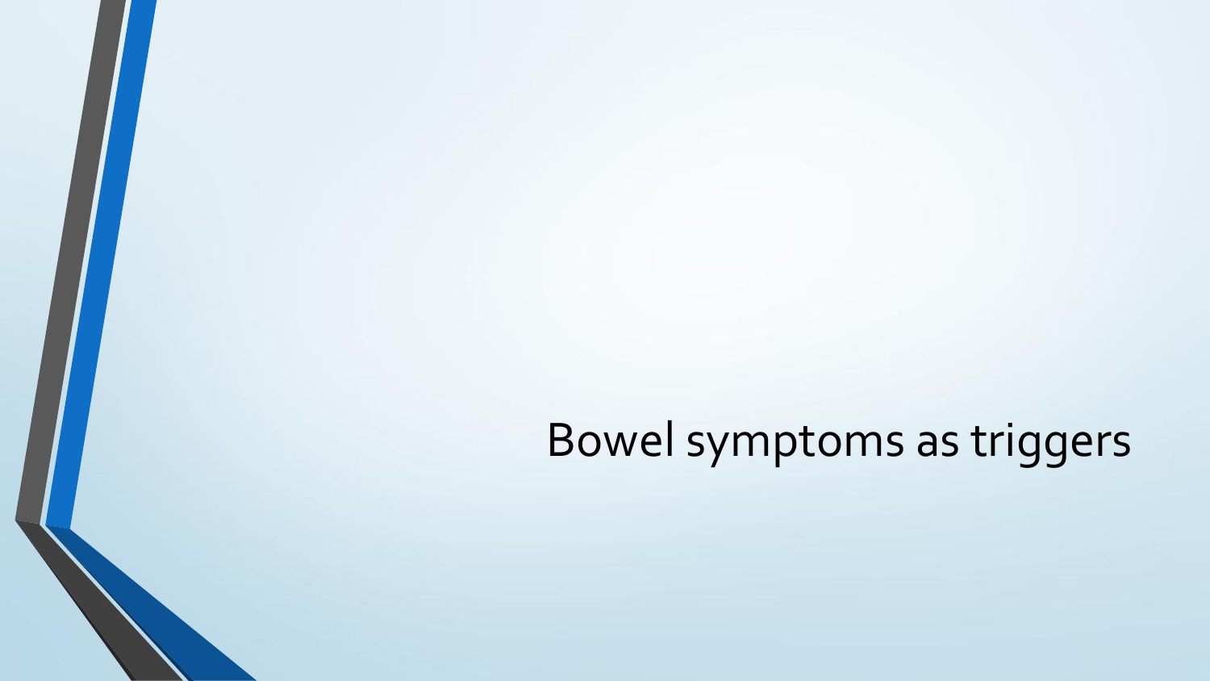# Bowel symptoms as triggers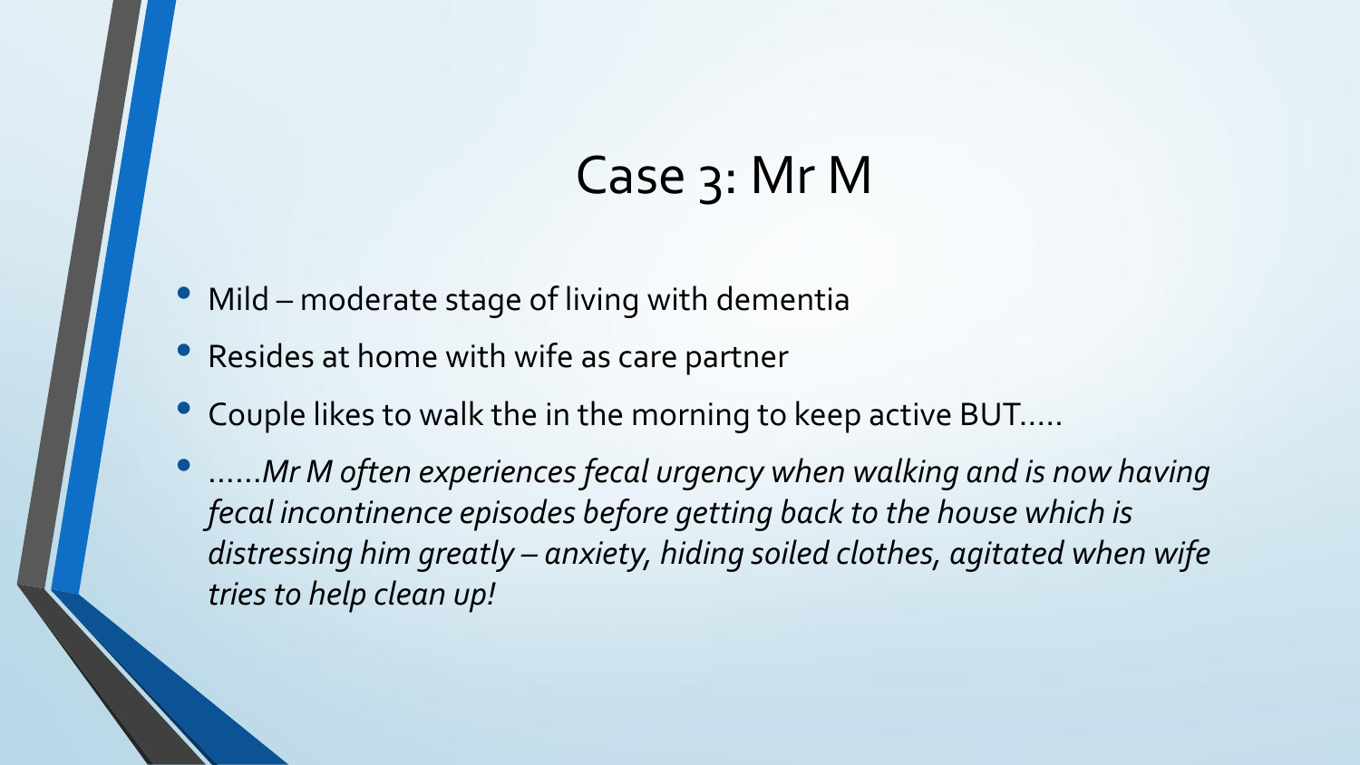# Case 3: Mr M

- Mild – moderate stage of living with dementia
- Resides at home with wife as care partner
- Couple likes to walk the in the morning to keep active BUT…..
- ……*Mr M often experiences fecal urgency when walking and is now having fecal incontinence episodes before getting back to the house which is distressing him greatly – anxiety, hiding soiled clothes, agitated when wife tries to help clean up!*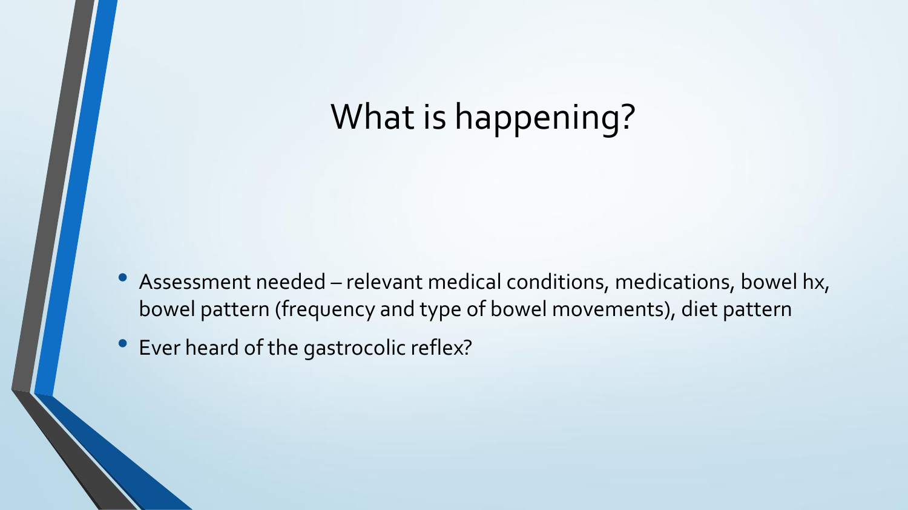# What is happening?

- Assessment needed – relevant medical conditions, medications, bowel hx, bowel pattern (frequency and type of bowel movements), diet pattern
- Ever heard of the gastrocolic reflex?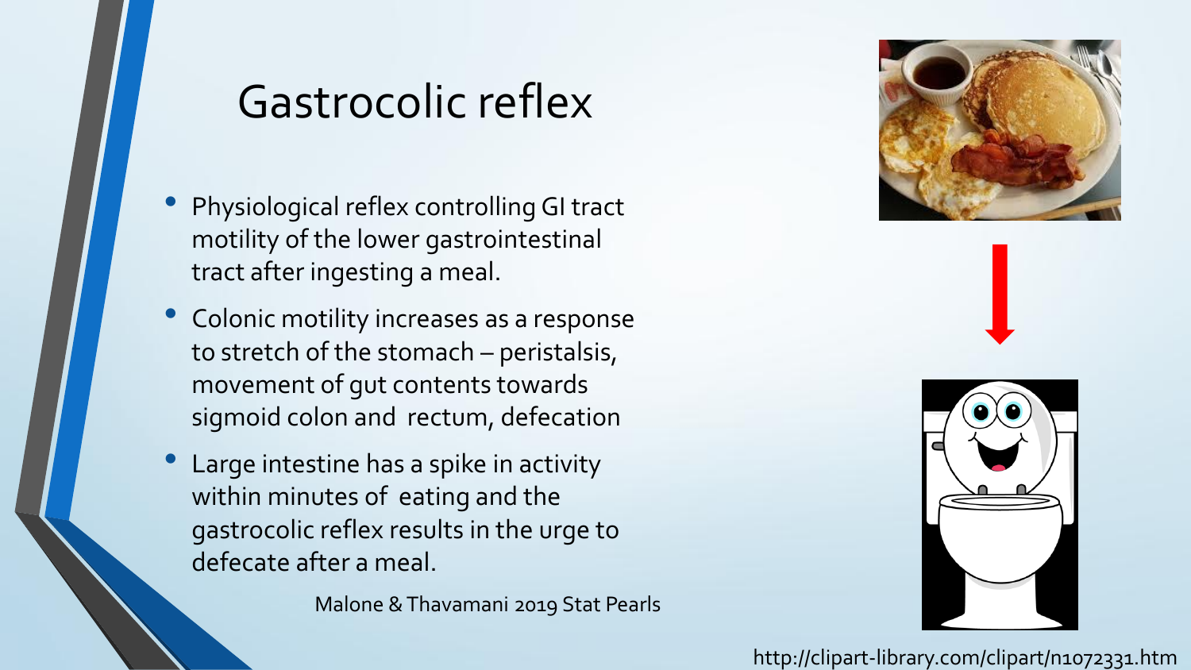# Gastrocolic reflex

- Physiological reflex controlling GI tract motility of the lower gastrointestinal tract after ingesting a meal.
- Colonic motility increases as a response to stretch of the stomach – peristalsis, movement of gut contents towards sigmoid colon and rectum, defecation
- Large intestine has a spike in activity within minutes of eating and the gastrocolic reflex results in the urge to defecate after a meal.

Malone & Thavamani 2019 Stat Pearls

http://clipart-library.com/clipart/n1072331.htm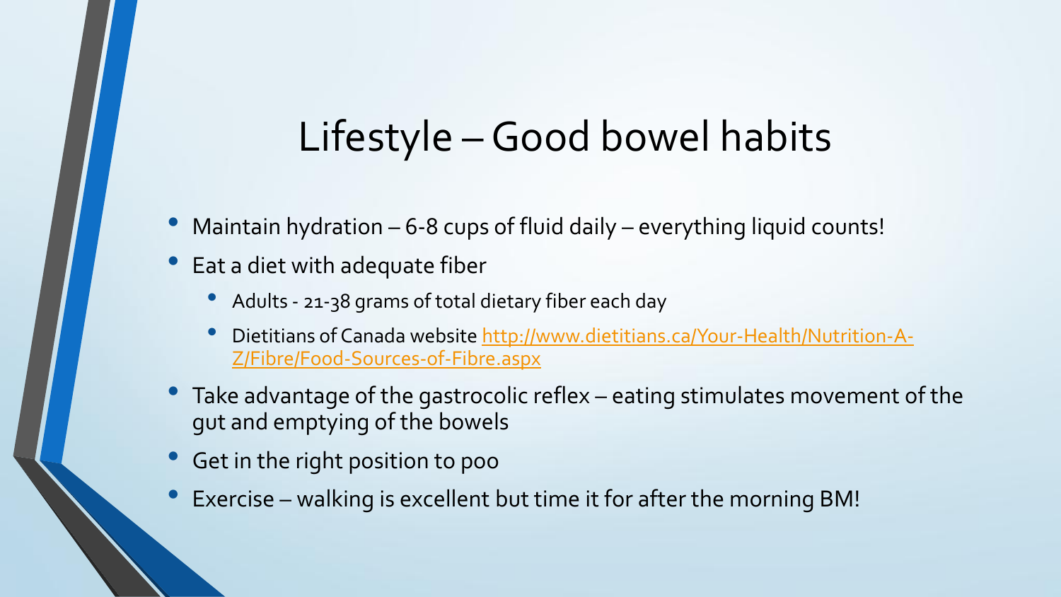# Lifestyle – Good bowel habits

- Maintain hydration – 6-8 cups of fluid daily – everything liquid counts!
- Eat a diet with adequate fiber
  - Adults - 21-38 grams of total dietary fiber each day
  - Dietitians of Canada website [http://www.dietitians.ca/Your-Health/Nutrition-A-Z/Fibre/Food-Sources-of-Fibre.aspx](http://www.dietitians.ca/Your-Health/Nutrition-A-Z/Fibre/Food-Sources-of-Fibre.aspx)
- Take advantage of the gastrocolic reflex – eating stimulates movement of the gut and emptying of the bowels
- Get in the right position to poo
- Exercise – walking is excellent but time it for after the morning BM!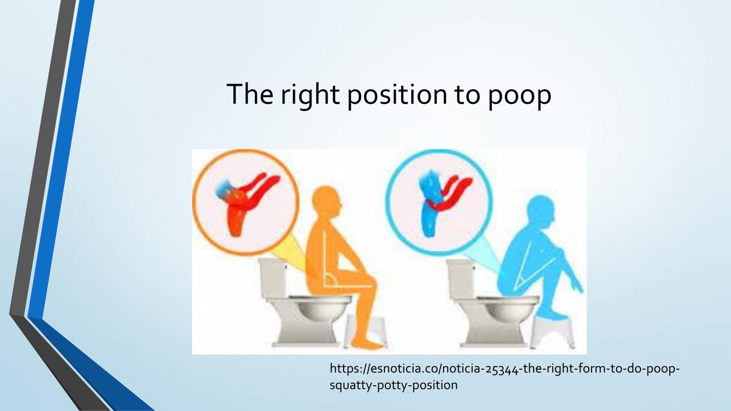# The right position to poop

https://esnoticia.co/noticia-25344-the-right-form-to-do-poop-squatty-potty-position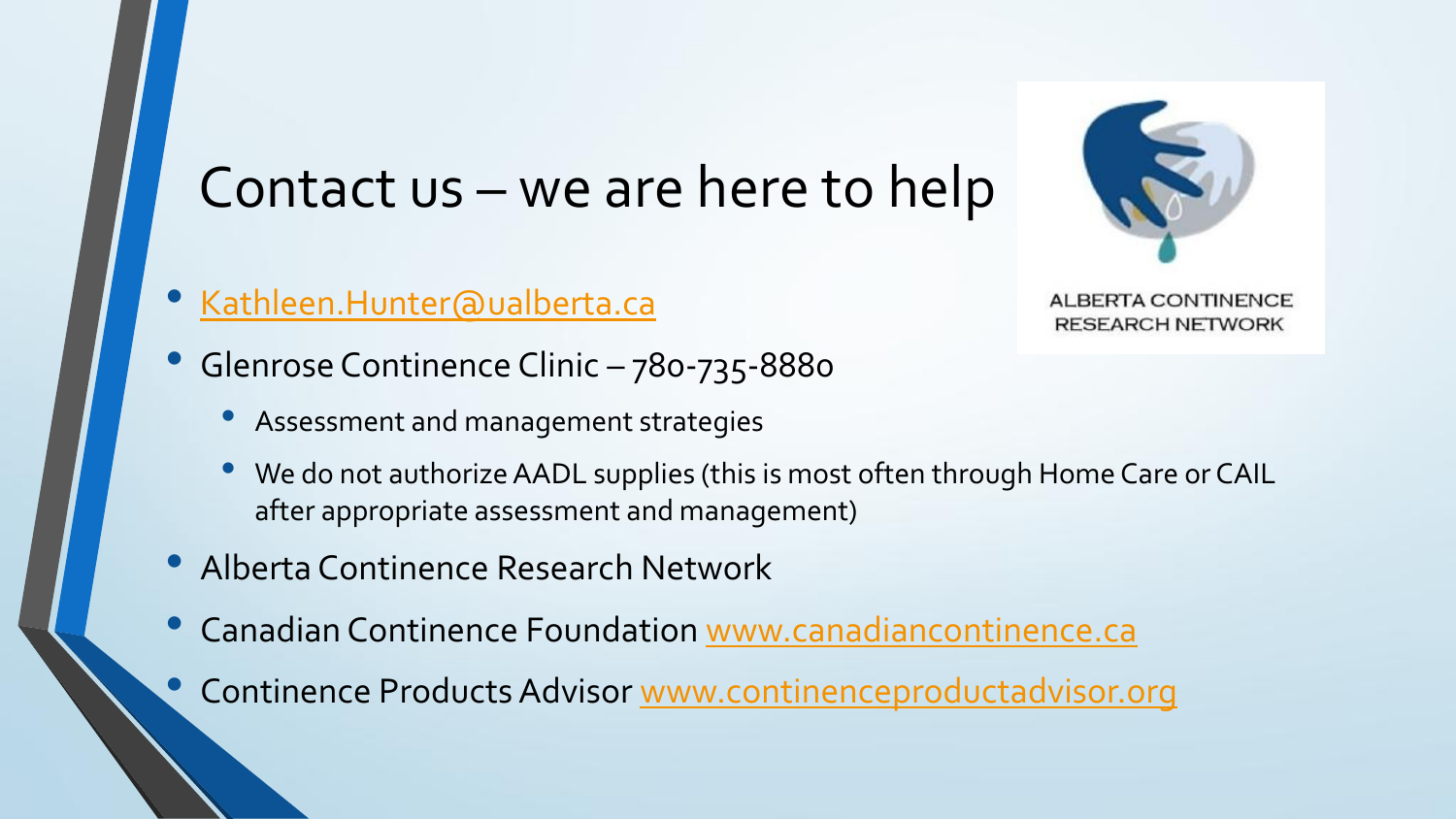# Contact us – we are here to help

ALBERTA CONTINENCE RESEARCH NETWORK

- Kathleen.Hunter@ualberta.ca
- Glenrose Continence Clinic – 780-735-8880
  - Assessment and management strategies
  - We do not authorize AADL supplies (this is most often through Home Care or CAIL after appropriate assessment and management)
- Alberta Continence Research Network
- Canadian Continence Foundation www.canadiancontinence.ca
- Continence Products Advisor www.continenceproductadvisor.org